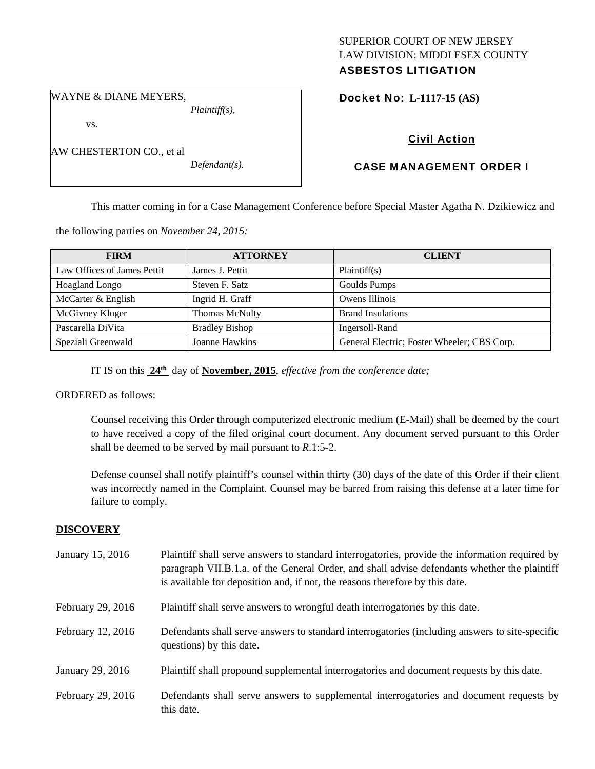SUPERIOR COURT OF NEW JERSEY
LAW DIVISION: MIDDLESEX COUNTY
**ASBESTOS LITIGATION**

WAYNE & DIANE MEYERS,
*Plaintiff(s),*

vs.

AW CHESTERTON CO., et al
*Defendant(s).*

**Docket No: L-1117-15 (AS)**

**Civil Action**

**CASE MANAGEMENT ORDER I**

This matter coming in for a Case Management Conference before Special Master Agatha N. Dzikiewicz and the following parties on *November 24, 2015:*

| FIRM | ATTORNEY | CLIENT |
|---|---|---|
| Law Offices of James Pettit | James J. Pettit | Plaintiff(s) |
| Hoagland Longo | Steven F. Satz | Goulds Pumps |
| McCarter & English | Ingrid H. Graff | Owens Illinois |
| McGivney Kluger | Thomas McNulty | Brand Insulations |
| Pascarella DiVita | Bradley Bishop | Ingersoll-Rand |
| Speziali Greenwald | Joanne Hawkins | General Electric; Foster Wheeler; CBS Corp. |

IT IS on this **24th** day of **November, 2015**, *effective from the conference date;*

ORDERED as follows:

Counsel receiving this Order through computerized electronic medium (E-Mail) shall be deemed by the court to have received a copy of the filed original court document. Any document served pursuant to this Order shall be deemed to be served by mail pursuant to *R*.1:5-2.

Defense counsel shall notify plaintiff's counsel within thirty (30) days of the date of this Order if their client was incorrectly named in the Complaint. Counsel may be barred from raising this defense at a later time for failure to comply.

## DISCOVERY

| | |
|---|---|
| January 15, 2016 | Plaintiff shall serve answers to standard interrogatories, provide the information required by paragraph VII.B.1.a. of the General Order, and shall advise defendants whether the plaintiff is available for deposition and, if not, the reasons therefore by this date. |
| February 29, 2016 | Plaintiff shall serve answers to wrongful death interrogatories by this date. |
| February 12, 2016 | Defendants shall serve answers to standard interrogatories (including answers to site-specific questions) by this date. |
| January 29, 2016 | Plaintiff shall propound supplemental interrogatories and document requests by this date. |
| February 29, 2016 | Defendants shall serve answers to supplemental interrogatories and document requests by this date. |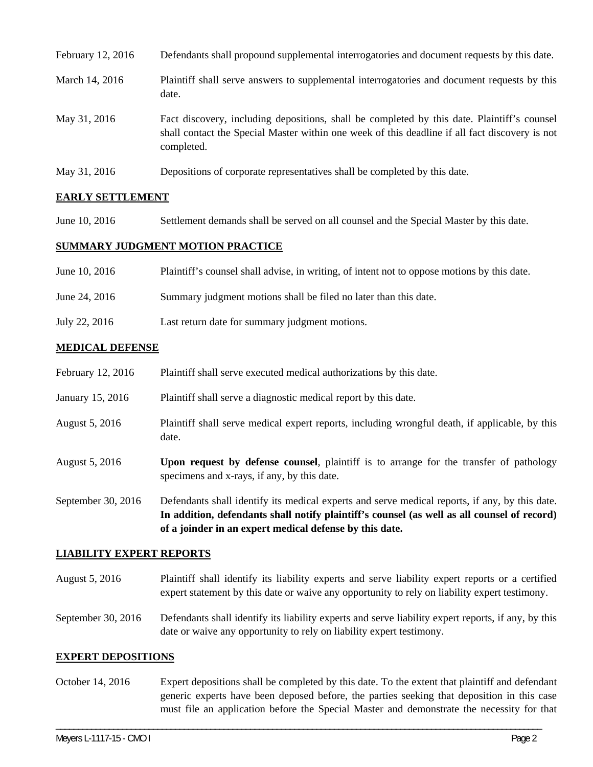| | |
|---|---|
| February 12, 2016 | Defendants shall propound supplemental interrogatories and document requests by this date. |
| March 14, 2016 | Plaintiff shall serve answers to supplemental interrogatories and document requests by this date. |
| May 31, 2016 | Fact discovery, including depositions, shall be completed by this date. Plaintiff's counsel shall contact the Special Master within one week of this deadline if all fact discovery is not completed. |
| May 31, 2016 | Depositions of corporate representatives shall be completed by this date. |

## EARLY SETTLEMENT

| | |
|---|---|
| June 10, 2016 | Settlement demands shall be served on all counsel and the Special Master by this date. |

## SUMMARY JUDGMENT MOTION PRACTICE

| | |
|---|---|
| June 10, 2016 | Plaintiff's counsel shall advise, in writing, of intent not to oppose motions by this date. |
| June 24, 2016 | Summary judgment motions shall be filed no later than this date. |
| July 22, 2016 | Last return date for summary judgment motions. |

## MEDICAL DEFENSE

| | |
|---|---|
| February 12, 2016 | Plaintiff shall serve executed medical authorizations by this date. |
| January 15, 2016 | Plaintiff shall serve a diagnostic medical report by this date. |
| August 5, 2016 | Plaintiff shall serve medical expert reports, including wrongful death, if applicable, by this date. |
| August 5, 2016 | **Upon request by defense counsel**, plaintiff is to arrange for the transfer of pathology specimens and x-rays, if any, by this date. |
| September 30, 2016 | Defendants shall identify its medical experts and serve medical reports, if any, by this date. **In addition, defendants shall notify plaintiff's counsel (as well as all counsel of record) of a joinder in an expert medical defense by this date.** |

## LIABILITY EXPERT REPORTS

| | |
|---|---|
| August 5, 2016 | Plaintiff shall identify its liability experts and serve liability expert reports or a certified expert statement by this date or waive any opportunity to rely on liability expert testimony. |
| September 30, 2016 | Defendants shall identify its liability experts and serve liability expert reports, if any, by this date or waive any opportunity to rely on liability expert testimony. |

## EXPERT DEPOSITIONS

| | |
|---|---|
| October 14, 2016 | Expert depositions shall be completed by this date. To the extent that plaintiff and defendant generic experts have been deposed before, the parties seeking that deposition in this case must file an application before the Special Master and demonstrate the necessity for that |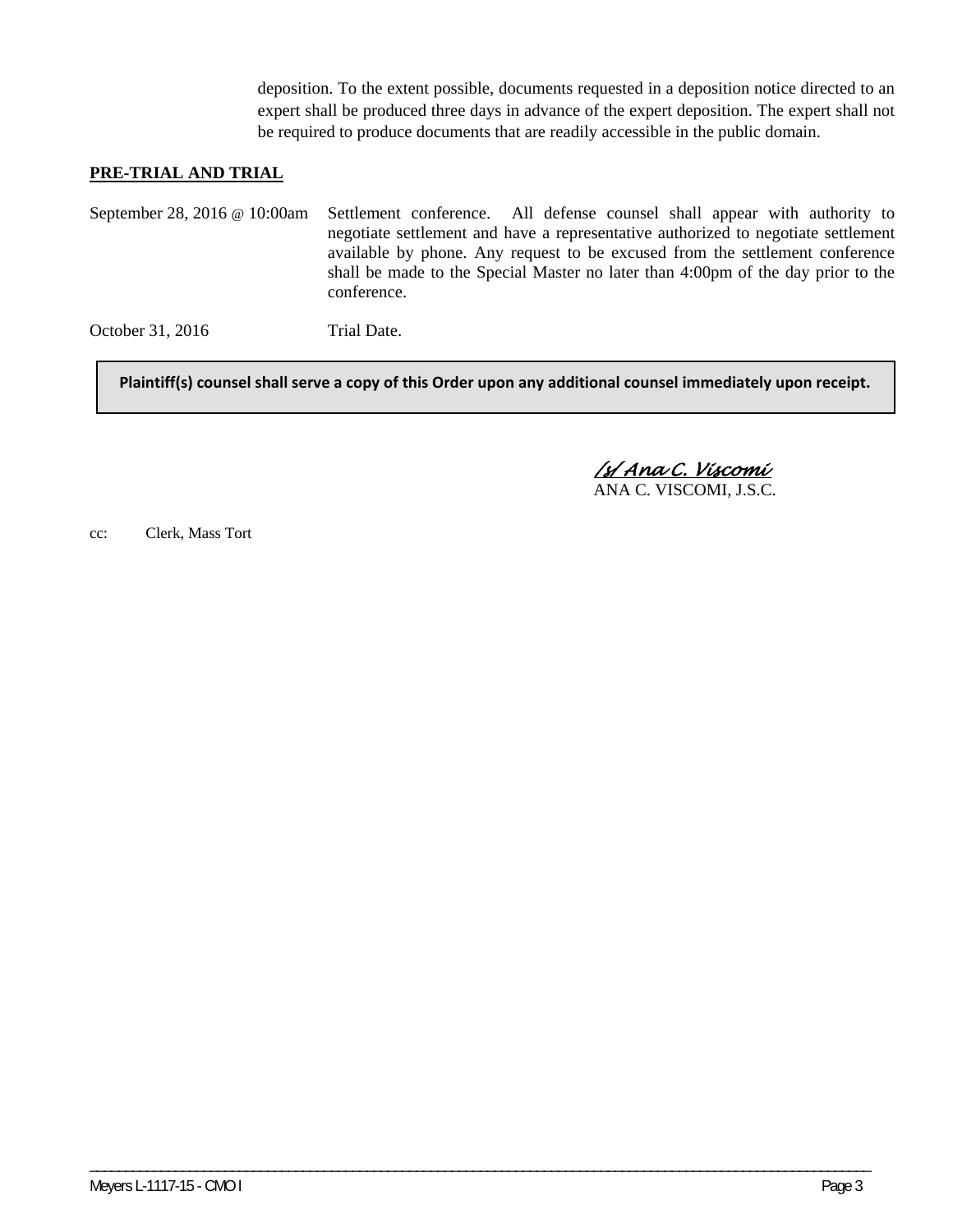deposition. To the extent possible, documents requested in a deposition notice directed to an expert shall be produced three days in advance of the expert deposition. The expert shall not be required to produce documents that are readily accessible in the public domain.

**PRE-TRIAL AND TRIAL**

| | |
|---|---|
| September 28, 2016 @ 10:00am | Settlement conference. All defense counsel shall appear with authority to negotiate settlement and have a representative authorized to negotiate settlement available by phone. Any request to be excused from the settlement conference shall be made to the Special Master no later than 4:00pm of the day prior to the conference. |
| October 31, 2016 | Trial Date. |

**Plaintiff(s) counsel shall serve a copy of this Order upon any additional counsel immediately upon receipt.**

*/s/ Ana C. Viscomi*

ANA C. VISCOMI, J.S.C.

cc: Clerk, Mass Tort